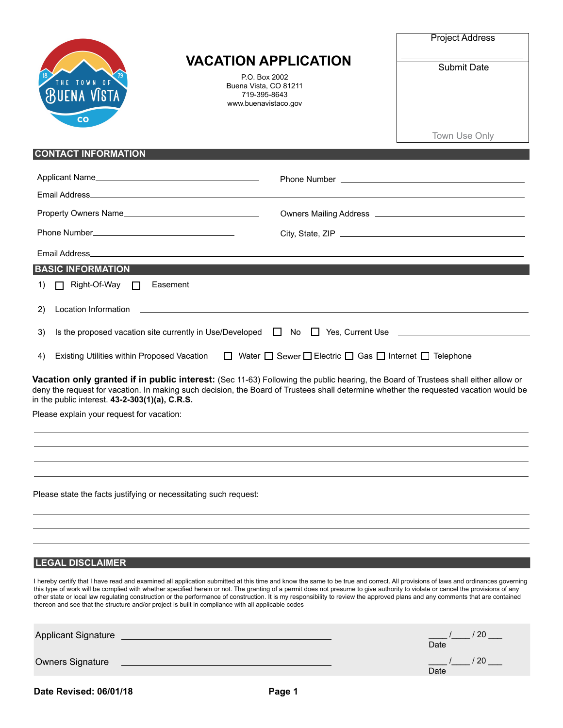THE TOWN OF BUENA VISTA CO 18 79

# VACATION APPLICATION

P.O. Box 2002
Buena Vista, CO 81211
719-395-8643
www.buenavistaco.gov

| Project Address |
|---|
| |
| Submit Date |
| |
| Town Use Only |

## CONTACT INFORMATION

Applicant Name____________________ Phone Number ____________________

Email Address____________________

Property Owners Name____________________ Owners Mailing Address ____________________

Phone Number____________________ City, State, ZIP ____________________

Email Address____________________

## BASIC INFORMATION

1) ☐ Right-Of-Way ☐ Easement

2) Location Information ____________________

3) Is the proposed vacation site currently in Use/Developed ☐ No ☐ Yes, Current Use ____________________

4) Existing Utilities within Proposed Vacation ☐ Water ☐ Sewer ☐ Electric ☐ Gas ☐ Internet ☐ Telephone

**Vacation only granted if in public interest:** (Sec 11-63) Following the public hearing, the Board of Trustees shall either allow or deny the request for vacation. In making such decision, the Board of Trustees shall determine whether the requested vacation would be in the public interest. **43-2-303(1)(a), C.R.S.**

Please explain your request for vacation:

____________________

____________________

____________________

____________________

Please state the facts justifying or necessitating such request:

____________________

____________________

____________________

## LEGAL DISCLAIMER

I hereby certify that I have read and examined all application submitted at this time and know the same to be true and correct. All provisions of laws and ordinances governing this type of work will be complied with whether specified herein or not. The granting of a permit does not presume to give authority to violate or cancel the provisions of any other state or local law regulating construction or the performance of construction. It is my responsibility to review the approved plans and any comments that are contained thereon and see that the structure and/or project is built in compliance with all applicable codes

Applicant Signature ____________________ ____ /____ / 20 ___ Date

Owners Signature ____________________ ____ /____ / 20 ___ Date

**Date Revised: 06/01/18**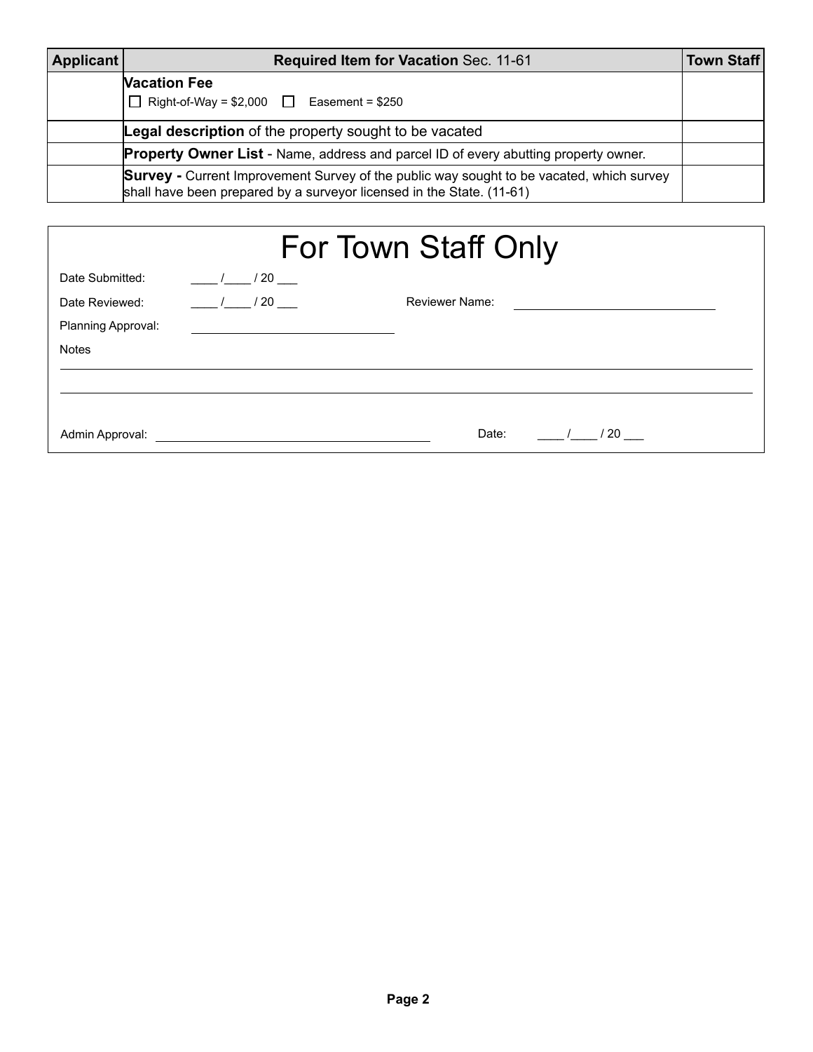| Applicant | Required Item for Vacation Sec. 11-61 | Town Staff |
|---|---|---|
| | **Vacation Fee**<br>☐ Right-of-Way = $2,000 ☐ Easement = $250 | |
| | **Legal description** of the property sought to be vacated | |
| | **Property Owner List** - Name, address and parcel ID of every abutting property owner. | |
| | **Survey -** Current Improvement Survey of the public way sought to be vacated, which survey shall have been prepared by a surveyor licensed in the State. (11-61) | |

# For Town Staff Only

Date Submitted: ____ /____ / 20 ___

Date Reviewed: ____ /____ / 20 ___ Reviewer Name: ______________________________

Planning Approval: ______________________________

Notes

______________________________________________________________________________

______________________________________________________________________________

Admin Approval: ________________________________________ Date: ____ /____ / 20 ___